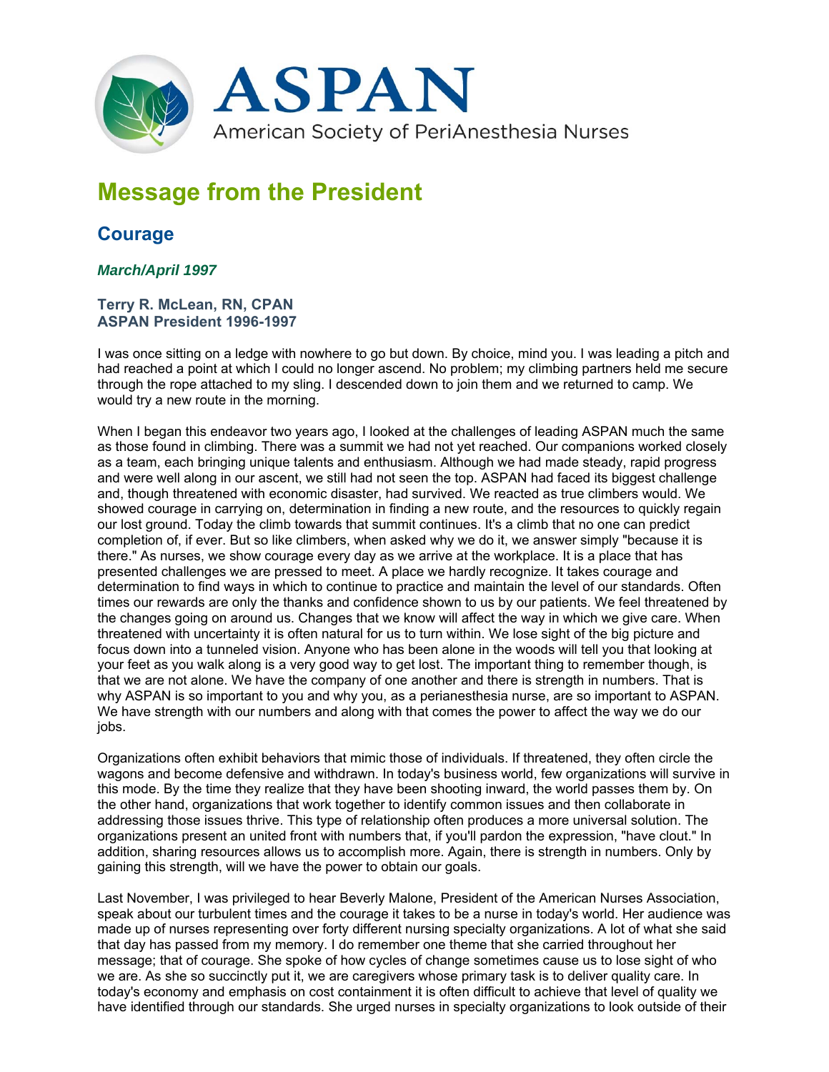# ASPAN

American Society of PeriAnesthesia Nurses

## Message from the President

### Courage

***March/April 1997***

**Terry R. McLean, RN, CPAN**
**ASPAN President 1996-1997**

I was once sitting on a ledge with nowhere to go but down. By choice, mind you. I was leading a pitch and had reached a point at which I could no longer ascend. No problem; my climbing partners held me secure through the rope attached to my sling. I descended down to join them and we returned to camp. We would try a new route in the morning.

When I began this endeavor two years ago, I looked at the challenges of leading ASPAN much the same as those found in climbing. There was a summit we had not yet reached. Our companions worked closely as a team, each bringing unique talents and enthusiasm. Although we had made steady, rapid progress and were well along in our ascent, we still had not seen the top. ASPAN had faced its biggest challenge and, though threatened with economic disaster, had survived. We reacted as true climbers would. We showed courage in carrying on, determination in finding a new route, and the resources to quickly regain our lost ground. Today the climb towards that summit continues. It's a climb that no one can predict completion of, if ever. But so like climbers, when asked why we do it, we answer simply "because it is there." As nurses, we show courage every day as we arrive at the workplace. It is a place that has presented challenges we are pressed to meet. A place we hardly recognize. It takes courage and determination to find ways in which to continue to practice and maintain the level of our standards. Often times our rewards are only the thanks and confidence shown to us by our patients. We feel threatened by the changes going on around us. Changes that we know will affect the way in which we give care. When threatened with uncertainty it is often natural for us to turn within. We lose sight of the big picture and focus down into a tunneled vision. Anyone who has been alone in the woods will tell you that looking at your feet as you walk along is a very good way to get lost. The important thing to remember though, is that we are not alone. We have the company of one another and there is strength in numbers. That is why ASPAN is so important to you and why you, as a perianesthesia nurse, are so important to ASPAN. We have strength with our numbers and along with that comes the power to affect the way we do our jobs.

Organizations often exhibit behaviors that mimic those of individuals. If threatened, they often circle the wagons and become defensive and withdrawn. In today's business world, few organizations will survive in this mode. By the time they realize that they have been shooting inward, the world passes them by. On the other hand, organizations that work together to identify common issues and then collaborate in addressing those issues thrive. This type of relationship often produces a more universal solution. The organizations present an united front with numbers that, if you'll pardon the expression, "have clout." In addition, sharing resources allows us to accomplish more. Again, there is strength in numbers. Only by gaining this strength, will we have the power to obtain our goals.

Last November, I was privileged to hear Beverly Malone, President of the American Nurses Association, speak about our turbulent times and the courage it takes to be a nurse in today's world. Her audience was made up of nurses representing over forty different nursing specialty organizations. A lot of what she said that day has passed from my memory. I do remember one theme that she carried throughout her message; that of courage. She spoke of how cycles of change sometimes cause us to lose sight of who we are. As she so succinctly put it, we are caregivers whose primary task is to deliver quality care. In today's economy and emphasis on cost containment it is often difficult to achieve that level of quality we have identified through our standards. She urged nurses in specialty organizations to look outside of their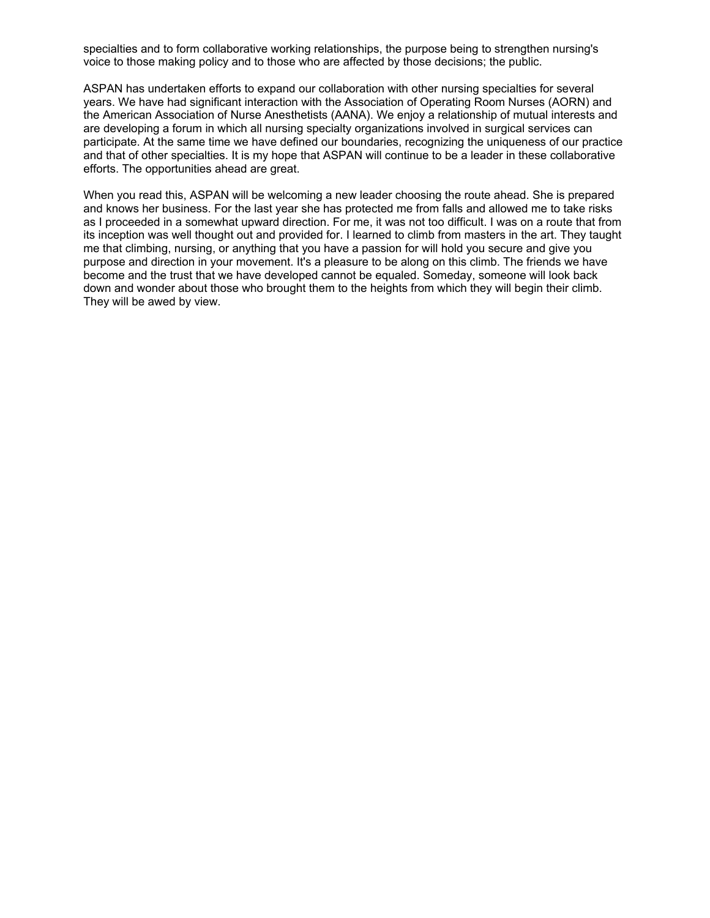specialties and to form collaborative working relationships, the purpose being to strengthen nursing's voice to those making policy and to those who are affected by those decisions; the public.

ASPAN has undertaken efforts to expand our collaboration with other nursing specialties for several years. We have had significant interaction with the Association of Operating Room Nurses (AORN) and the American Association of Nurse Anesthetists (AANA). We enjoy a relationship of mutual interests and are developing a forum in which all nursing specialty organizations involved in surgical services can participate. At the same time we have defined our boundaries, recognizing the uniqueness of our practice and that of other specialties. It is my hope that ASPAN will continue to be a leader in these collaborative efforts. The opportunities ahead are great.

When you read this, ASPAN will be welcoming a new leader choosing the route ahead. She is prepared and knows her business. For the last year she has protected me from falls and allowed me to take risks as I proceeded in a somewhat upward direction. For me, it was not too difficult. I was on a route that from its inception was well thought out and provided for. I learned to climb from masters in the art. They taught me that climbing, nursing, or anything that you have a passion for will hold you secure and give you purpose and direction in your movement. It's a pleasure to be along on this climb. The friends we have become and the trust that we have developed cannot be equaled. Someday, someone will look back down and wonder about those who brought them to the heights from which they will begin their climb. They will be awed by view.